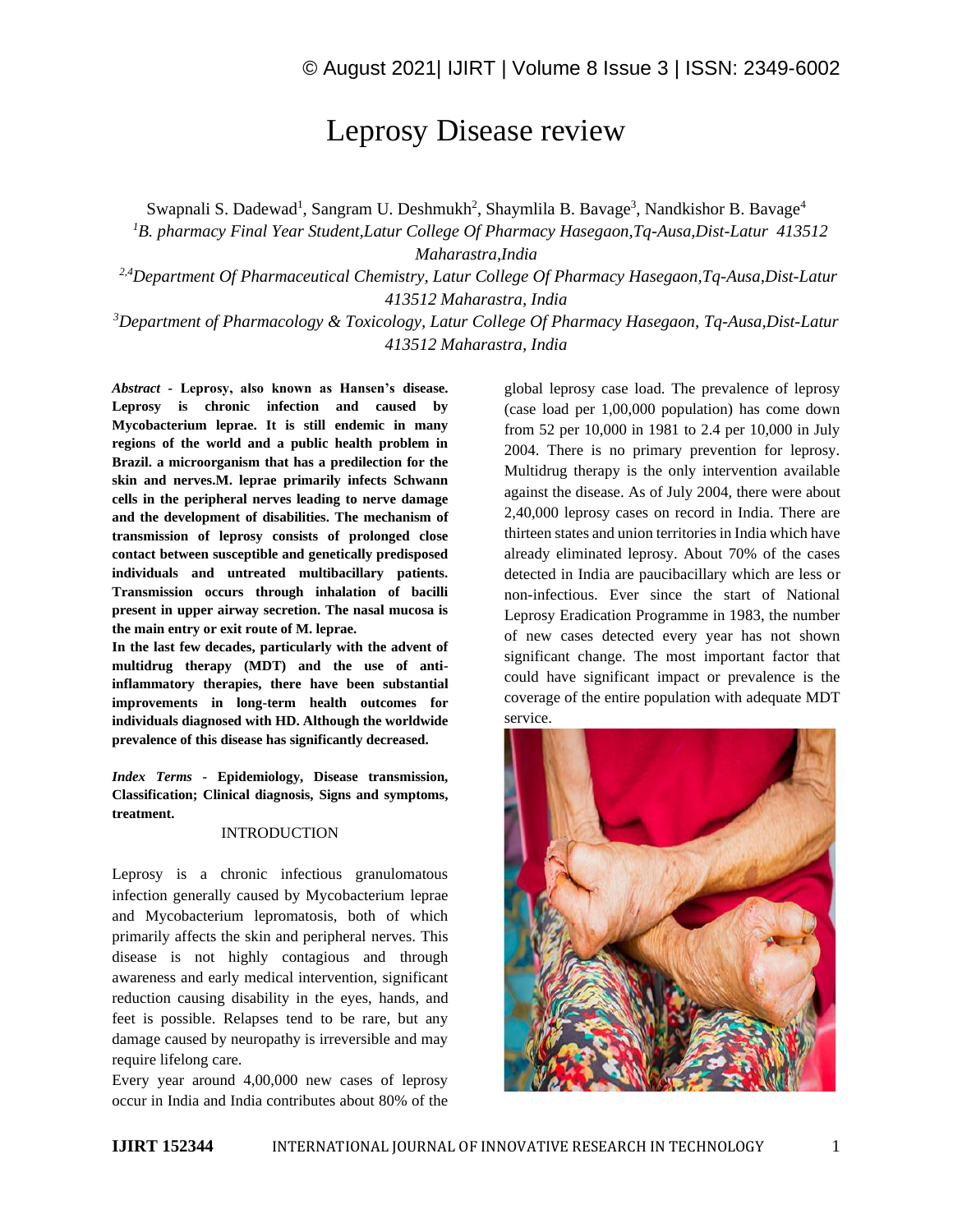# Leprosy Disease review

Swapnali S. Dadewad[1], Sangram U. Deshmukh[2], Shaymlila B. Bavage[3], Nandkishor B. Bavage[4]

[1]*B. pharmacy Final Year Student,Latur College Of Pharmacy Hasegaon,Tq-Ausa,Dist-Latur 413512 Maharastra,India*

[2,4]*Department Of Pharmaceutical Chemistry, Latur College Of Pharmacy Hasegaon,Tq-Ausa,Dist-Latur 413512 Maharastra, India*

[3]*Department of Pharmacology & Toxicology, Latur College Of Pharmacy Hasegaon, Tq-Ausa,Dist-Latur 413512 Maharastra, India*

***Abstract* - Leprosy, also known as Hansen's disease. Leprosy is chronic infection and caused by Mycobacterium leprae. It is still endemic in many regions of the world and a public health problem in Brazil. a microorganism that has a predilection for the skin and nerves.M. leprae primarily infects Schwann cells in the peripheral nerves leading to nerve damage and the development of disabilities. The mechanism of transmission of leprosy consists of prolonged close contact between susceptible and genetically predisposed individuals and untreated multibacillary patients. Transmission occurs through inhalation of bacilli present in upper airway secretion. The nasal mucosa is the main entry or exit route of M. leprae.**

**In the last few decades, particularly with the advent of multidrug therapy (MDT) and the use of anti-inflammatory therapies, there have been substantial improvements in long-term health outcomes for individuals diagnosed with HD. Although the worldwide prevalence of this disease has significantly decreased.**

***Index Terms* - Epidemiology, Disease transmission, Classification; Clinical diagnosis, Signs and symptoms, treatment.**

## INTRODUCTION

Leprosy is a chronic infectious granulomatous infection generally caused by Mycobacterium leprae and Mycobacterium lepromatosis, both of which primarily affects the skin and peripheral nerves. This disease is not highly contagious and through awareness and early medical intervention, significant reduction causing disability in the eyes, hands, and feet is possible. Relapses tend to be rare, but any damage caused by neuropathy is irreversible and may require lifelong care.

Every year around 4,00,000 new cases of leprosy occur in India and India contributes about 80% of the global leprosy case load. The prevalence of leprosy (case load per 1,00,000 population) has come down from 52 per 10,000 in 1981 to 2.4 per 10,000 in July 2004. There is no primary prevention for leprosy. Multidrug therapy is the only intervention available against the disease. As of July 2004, there were about 2,40,000 leprosy cases on record in India. There are thirteen states and union territories in India which have already eliminated leprosy. About 70% of the cases detected in India are paucibacillary which are less or non-infectious. Ever since the start of National Leprosy Eradication Programme in 1983, the number of new cases detected every year has not shown significant change. The most important factor that could have significant impact or prevalence is the coverage of the entire population with adequate MDT service.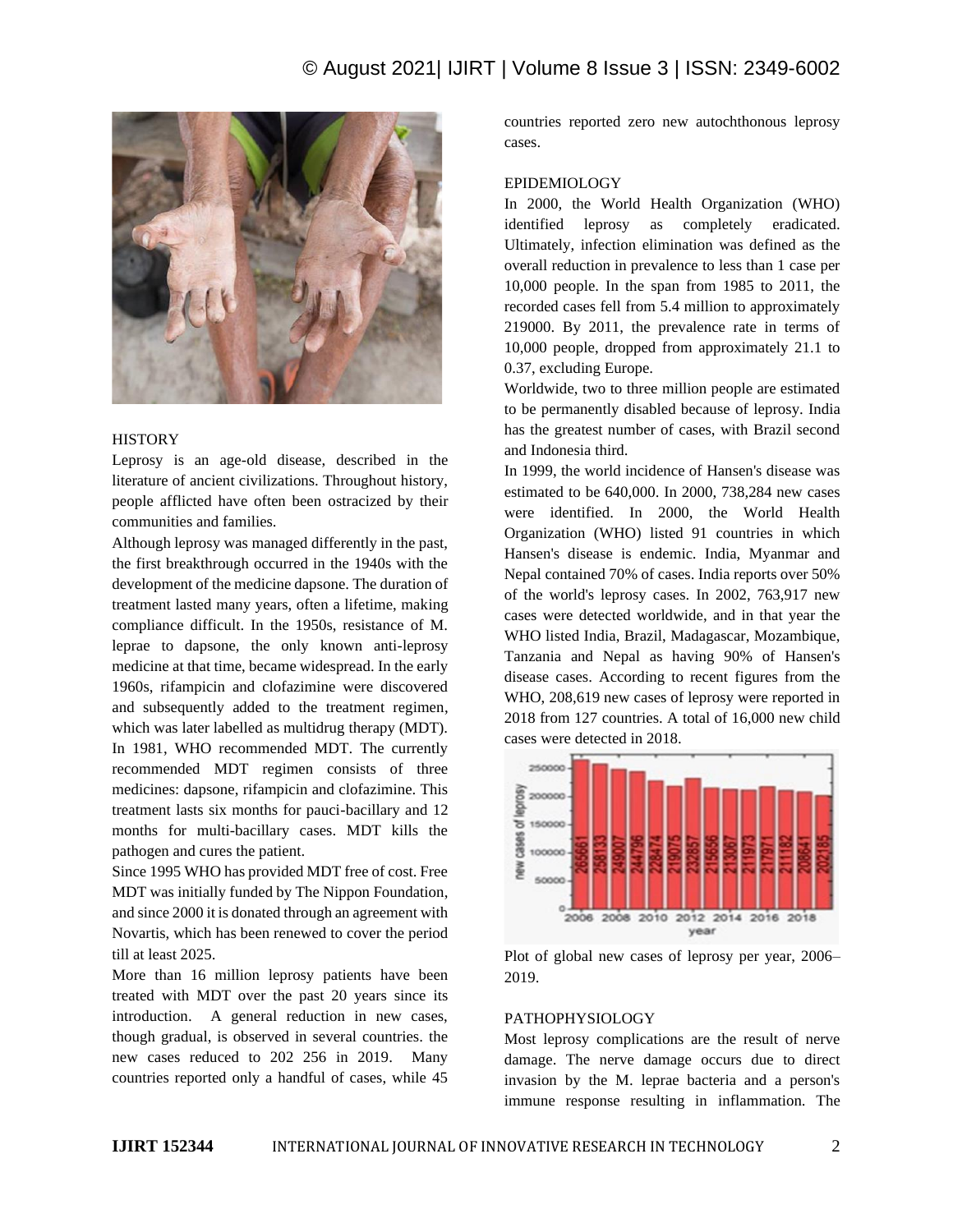## HISTORY

Leprosy is an age-old disease, described in the literature of ancient civilizations. Throughout history, people afflicted have often been ostracized by their communities and families.

Although leprosy was managed differently in the past, the first breakthrough occurred in the 1940s with the development of the medicine dapsone. The duration of treatment lasted many years, often a lifetime, making compliance difficult. In the 1950s, resistance of M. leprae to dapsone, the only known anti-leprosy medicine at that time, became widespread. In the early 1960s, rifampicin and clofazimine were discovered and subsequently added to the treatment regimen, which was later labelled as multidrug therapy (MDT). In 1981, WHO recommended MDT. The currently recommended MDT regimen consists of three medicines: dapsone, rifampicin and clofazimine. This treatment lasts six months for pauci-bacillary and 12 months for multi-bacillary cases. MDT kills the pathogen and cures the patient.

Since 1995 WHO has provided MDT free of cost. Free MDT was initially funded by The Nippon Foundation, and since 2000 it is donated through an agreement with Novartis, which has been renewed to cover the period till at least 2025.

More than 16 million leprosy patients have been treated with MDT over the past 20 years since its introduction. A general reduction in new cases, though gradual, is observed in several countries. the new cases reduced to 202 256 in 2019. Many countries reported only a handful of cases, while 45 countries reported zero new autochthonous leprosy cases.

## EPIDEMIOLOGY

In 2000, the World Health Organization (WHO) identified leprosy as completely eradicated. Ultimately, infection elimination was defined as the overall reduction in prevalence to less than 1 case per 10,000 people. In the span from 1985 to 2011, the recorded cases fell from 5.4 million to approximately 219000. By 2011, the prevalence rate in terms of 10,000 people, dropped from approximately 21.1 to 0.37, excluding Europe.

Worldwide, two to three million people are estimated to be permanently disabled because of leprosy. India has the greatest number of cases, with Brazil second and Indonesia third.

In 1999, the world incidence of Hansen's disease was estimated to be 640,000. In 2000, 738,284 new cases were identified. In 2000, the World Health Organization (WHO) listed 91 countries in which Hansen's disease is endemic. India, Myanmar and Nepal contained 70% of cases. India reports over 50% of the world's leprosy cases. In 2002, 763,917 new cases were detected worldwide, and in that year the WHO listed India, Brazil, Madagascar, Mozambique, Tanzania and Nepal as having 90% of Hansen's disease cases. According to recent figures from the WHO, 208,619 new cases of leprosy were reported in 2018 from 127 countries. A total of 16,000 new child cases were detected in 2018.

Plot of global new cases of leprosy per year, 2006–2019.

## PATHOPHYSIOLOGY

Most leprosy complications are the result of nerve damage. The nerve damage occurs due to direct invasion by the M. leprae bacteria and a person's immune response resulting in inflammation. The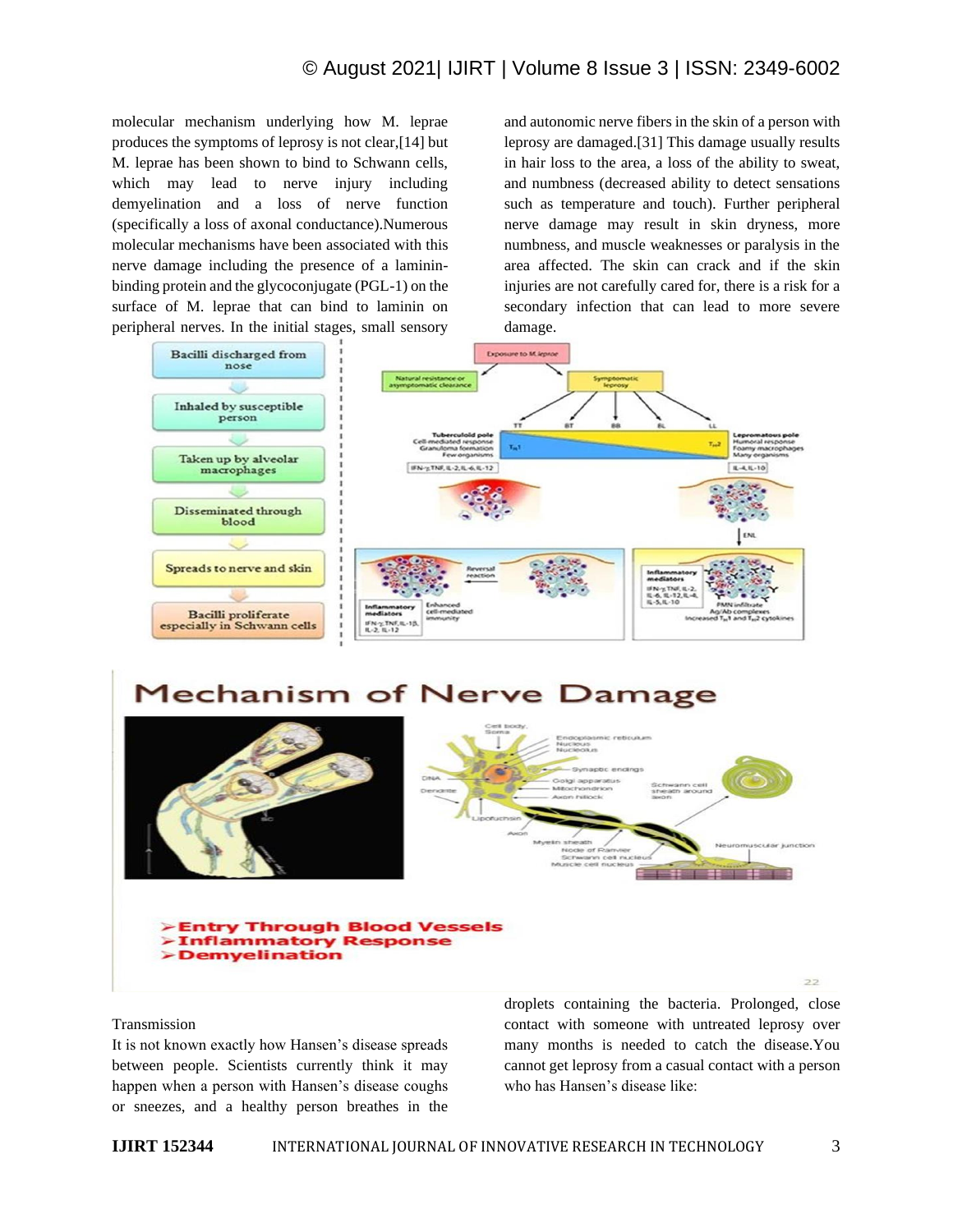molecular mechanism underlying how M. leprae produces the symptoms of leprosy is not clear,[14] but M. leprae has been shown to bind to Schwann cells, which may lead to nerve injury including demyelination and a loss of nerve function (specifically a loss of axonal conductance).Numerous molecular mechanisms have been associated with this nerve damage including the presence of a laminin-binding protein and the glycoconjugate (PGL-1) on the surface of M. leprae that can bind to laminin on peripheral nerves. In the initial stages, small sensory and autonomic nerve fibers in the skin of a person with leprosy are damaged.[31] This damage usually results in hair loss to the area, a loss of the ability to sweat, and numbness (decreased ability to detect sensations such as temperature and touch). Further peripheral nerve damage may result in skin dryness, more numbness, and muscle weaknesses or paralysis in the area affected. The skin can crack and if the skin injuries are not carefully cared for, there is a risk for a secondary infection that can lead to more severe damage.

Transmission

It is not known exactly how Hansen's disease spreads between people. Scientists currently think it may happen when a person with Hansen's disease coughs or sneezes, and a healthy person breathes in the droplets containing the bacteria. Prolonged, close contact with someone with untreated leprosy over many months is needed to catch the disease.You cannot get leprosy from a casual contact with a person who has Hansen's disease like: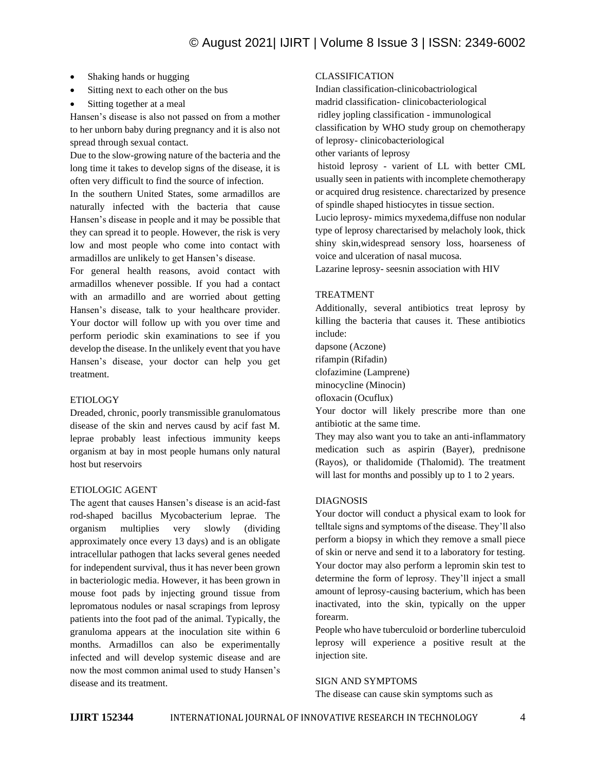- Shaking hands or hugging
- Sitting next to each other on the bus
- Sitting together at a meal

Hansen's disease is also not passed on from a mother to her unborn baby during pregnancy and it is also not spread through sexual contact.

Due to the slow-growing nature of the bacteria and the long time it takes to develop signs of the disease, it is often very difficult to find the source of infection.

In the southern United States, some armadillos are naturally infected with the bacteria that cause Hansen's disease in people and it may be possible that they can spread it to people. However, the risk is very low and most people who come into contact with armadillos are unlikely to get Hansen's disease.

For general health reasons, avoid contact with armadillos whenever possible. If you had a contact with an armadillo and are worried about getting Hansen's disease, talk to your healthcare provider. Your doctor will follow up with you over time and perform periodic skin examinations to see if you develop the disease. In the unlikely event that you have Hansen's disease, your doctor can help you get treatment.

## ETIOLOGY

Dreaded, chronic, poorly transmissible granulomatous disease of the skin and nerves causd by acif fast M. leprae probably least infectious immunity keeps organism at bay in most people humans only natural host but reservoirs

## ETIOLOGIC AGENT

The agent that causes Hansen's disease is an acid-fast rod-shaped bacillus Mycobacterium leprae. The organism multiplies very slowly (dividing approximately once every 13 days) and is an obligate intracellular pathogen that lacks several genes needed for independent survival, thus it has never been grown in bacteriologic media. However, it has been grown in mouse foot pads by injecting ground tissue from lepromatous nodules or nasal scrapings from leprosy patients into the foot pad of the animal. Typically, the granuloma appears at the inoculation site within 6 months. Armadillos can also be experimentally infected and will develop systemic disease and are now the most common animal used to study Hansen's disease and its treatment.

## CLASSIFICATION

Indian classification-clinicobactriological

madrid classification- clinicobacteriological

ridley jopling classification - immunological

classification by WHO study group on chemotherapy of leprosy- clinicobacteriological

other variants of leprosy

histoid leprosy - varient of LL with better CML usually seen in patients with incomplete chemotherapy or acquired drug resistence. charectarized by presence of spindle shaped histiocytes in tissue section.

Lucio leprosy- mimics myxedema,diffuse non nodular type of leprosy charectarised by melacholy look, thick shiny skin,widespread sensory loss, hoarseness of voice and ulceration of nasal mucosa.

Lazarine leprosy- seesnin association with HIV

## TREATMENT

Additionally, several antibiotics treat leprosy by killing the bacteria that causes it. These antibiotics include:

dapsone (Aczone)

rifampin (Rifadin)

clofazimine (Lamprene)

minocycline (Minocin)

ofloxacin (Ocuflux)

Your doctor will likely prescribe more than one antibiotic at the same time.

They may also want you to take an anti-inflammatory medication such as aspirin (Bayer), prednisone (Rayos), or thalidomide (Thalomid). The treatment will last for months and possibly up to 1 to 2 years.

## DIAGNOSIS

Your doctor will conduct a physical exam to look for telltale signs and symptoms of the disease. They'll also perform a biopsy in which they remove a small piece of skin or nerve and send it to a laboratory for testing.

Your doctor may also perform a lepromin skin test to determine the form of leprosy. They'll inject a small amount of leprosy-causing bacterium, which has been inactivated, into the skin, typically on the upper forearm.

People who have tuberculoid or borderline tuberculoid leprosy will experience a positive result at the injection site.

## SIGN AND SYMPTOMS

The disease can cause skin symptoms such as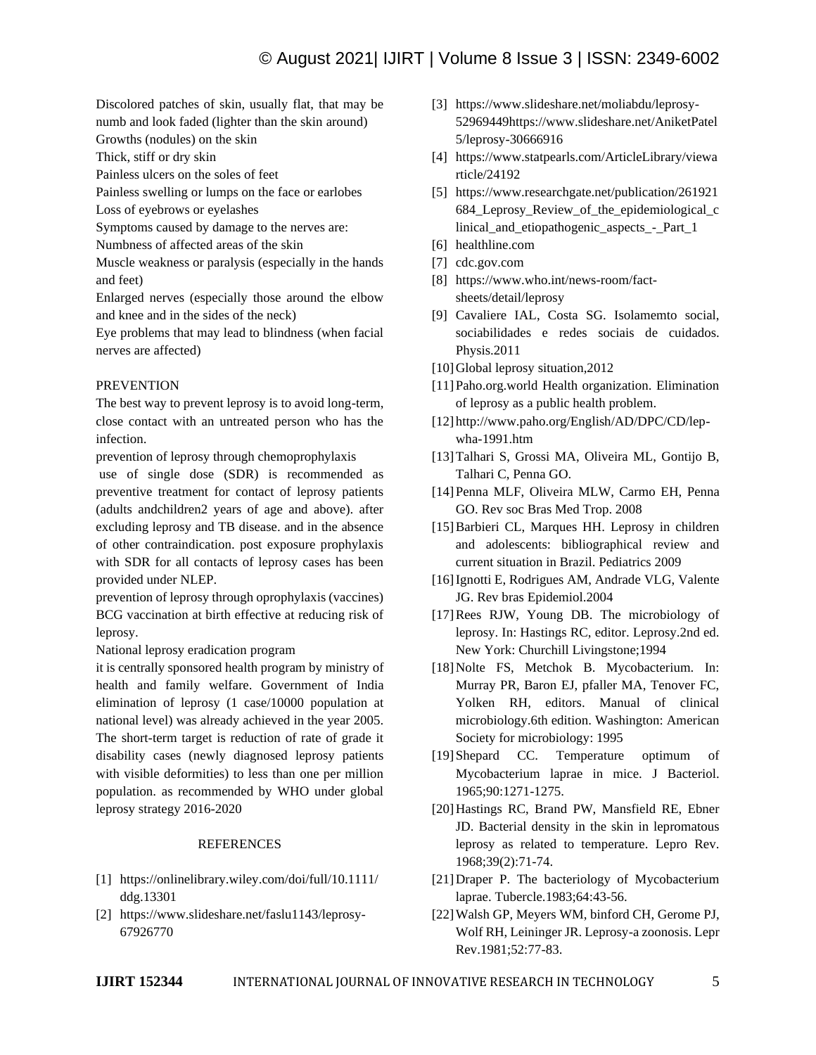Discolored patches of skin, usually flat, that may be numb and look faded (lighter than the skin around)

Growths (nodules) on the skin

Thick, stiff or dry skin

Painless ulcers on the soles of feet

Painless swelling or lumps on the face or earlobes

Loss of eyebrows or eyelashes

Symptoms caused by damage to the nerves are:

Numbness of affected areas of the skin

Muscle weakness or paralysis (especially in the hands and feet)

Enlarged nerves (especially those around the elbow and knee and in the sides of the neck)

Eye problems that may lead to blindness (when facial nerves are affected)

## PREVENTION

The best way to prevent leprosy is to avoid long-term, close contact with an untreated person who has the infection.

prevention of leprosy through chemoprophylaxis

use of single dose (SDR) is recommended as preventive treatment for contact of leprosy patients (adults andchildren2 years of age and above). after excluding leprosy and TB disease. and in the absence of other contraindication. post exposure prophylaxis with SDR for all contacts of leprosy cases has been provided under NLEP.

prevention of leprosy through oprophylaxis (vaccines) BCG vaccination at birth effective at reducing risk of leprosy.

National leprosy eradication program

it is centrally sponsored health program by ministry of health and family welfare. Government of India elimination of leprosy (1 case/10000 population at national level) was already achieved in the year 2005. The short-term target is reduction of rate of grade it disability cases (newly diagnosed leprosy patients with visible deformities) to less than one per million population. as recommended by WHO under global leprosy strategy 2016-2020

## REFERENCES

[1] https://onlinelibrary.wiley.com/doi/full/10.1111/ddg.13301

[2] https://www.slideshare.net/faslu1143/leprosy-67926770

[3] https://www.slideshare.net/moliabdu/leprosy-52969449https://www.slideshare.net/AniketPatel5/leprosy-30666916

[4] https://www.statpearls.com/ArticleLibrary/viewarticle/24192

[5] https://www.researchgate.net/publication/261921684_Leprosy_Review_of_the_epidemiological_clinical_and_etiopathogenic_aspects_-_Part_1

[6] healthline.com

[7] cdc.gov.com

[8] https://www.who.int/news-room/fact-sheets/detail/leprosy

[9] Cavaliere IAL, Costa SG. Isolamemto social, sociabilidades e redes sociais de cuidados. Physis.2011

[10] Global leprosy situation,2012

[11] Paho.org.world Health organization. Elimination of leprosy as a public health problem.

[12] http://www.paho.org/English/AD/DPC/CD/lep-wha-1991.htm

[13] Talhari S, Grossi MA, Oliveira ML, Gontijo B, Talhari C, Penna GO.

[14] Penna MLF, Oliveira MLW, Carmo EH, Penna GO. Rev soc Bras Med Trop. 2008

[15] Barbieri CL, Marques HH. Leprosy in children and adolescents: bibliographical review and current situation in Brazil. Pediatrics 2009

[16] Ignotti E, Rodrigues AM, Andrade VLG, Valente JG. Rev bras Epidemiol.2004

[17] Rees RJW, Young DB. The microbiology of leprosy. In: Hastings RC, editor. Leprosy.2nd ed. New York: Churchill Livingstone;1994

[18] Nolte FS, Metchok B. Mycobacterium. In: Murray PR, Baron EJ, pfaller MA, Tenover FC, Yolken RH, editors. Manual of clinical microbiology.6th edition. Washington: American Society for microbiology: 1995

[19] Shepard CC. Temperature optimum of Mycobacterium laprae in mice. J Bacteriol. 1965;90:1271-1275.

[20] Hastings RC, Brand PW, Mansfield RE, Ebner JD. Bacterial density in the skin in lepromatous leprosy as related to temperature. Lepro Rev. 1968;39(2):71-74.

[21] Draper P. The bacteriology of Mycobacterium laprae. Tubercle.1983;64:43-56.

[22] Walsh GP, Meyers WM, binford CH, Gerome PJ, Wolf RH, Leininger JR. Leprosy-a zoonosis. Lepr Rev.1981;52:77-83.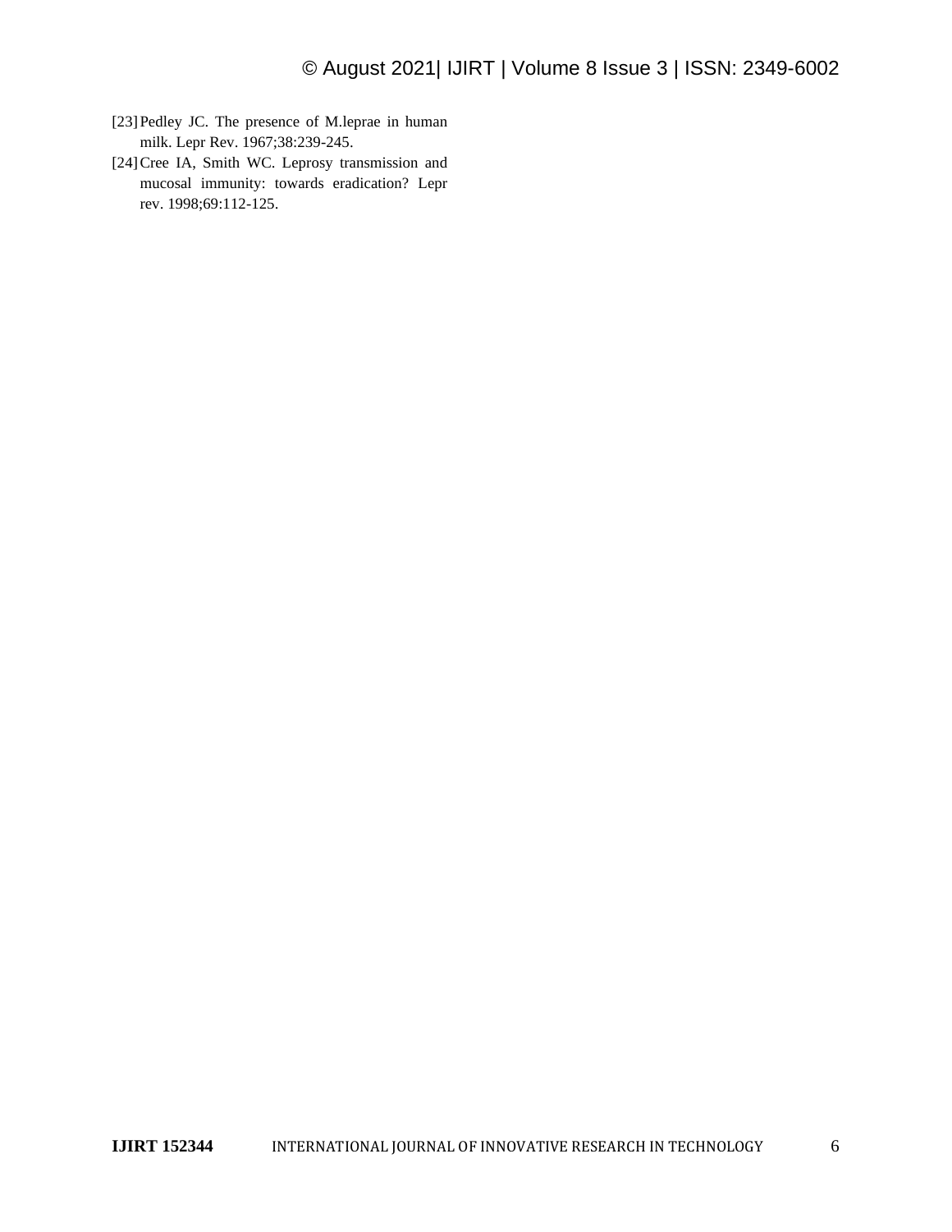[23] Pedley JC. The presence of M.leprae in human milk. Lepr Rev. 1967;38:239-245.

[24] Cree IA, Smith WC. Leprosy transmission and mucosal immunity: towards eradication? Lepr rev. 1998;69:112-125.